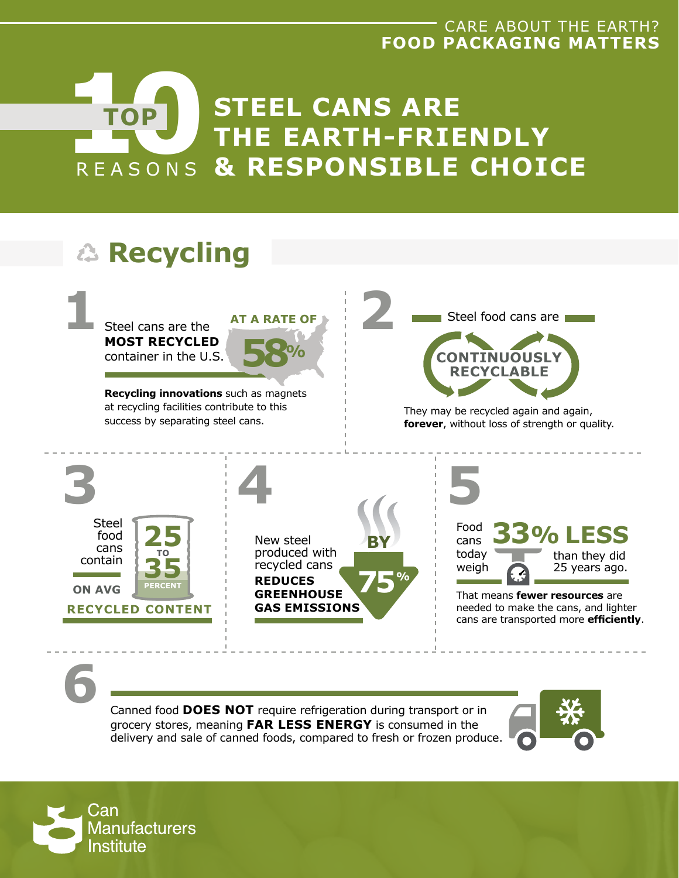CARE ABOUT THE EARTH?
**FOOD PACKAGING MATTERS**

# TOP 10 REASONS STEEL CANS ARE THE EARTH-FRIENDLY & RESPONSIBLE CHOICE

## Recycling

### 1

Steel cans are the **MOST RECYCLED** container in the U.S. **AT A RATE OF 58%**

**Recycling innovations** such as magnets at recycling facilities contribute to this success by separating steel cans.

### 2

Steel food cans are **CONTINUOUSLY RECYCLABLE**

They may be recycled again and again, **forever**, without loss of strength or quality.

### 3

Steel food cans contain **25 TO 35 PERCENT** ON AVG **RECYCLED CONTENT**

### 4

New steel produced with recycled cans **REDUCES GREENHOUSE GAS EMISSIONS BY 75%**

### 5

Food cans today weigh **33% LESS** than they did 25 years ago.

That means **fewer resources** are needed to make the cans, and lighter cans are transported more **efficiently**.

### 6

Canned food **DOES NOT** require refrigeration during transport or in grocery stores, meaning **FAR LESS ENERGY** is consumed in the delivery and sale of canned foods, compared to fresh or frozen produce.

Can Manufacturers Institute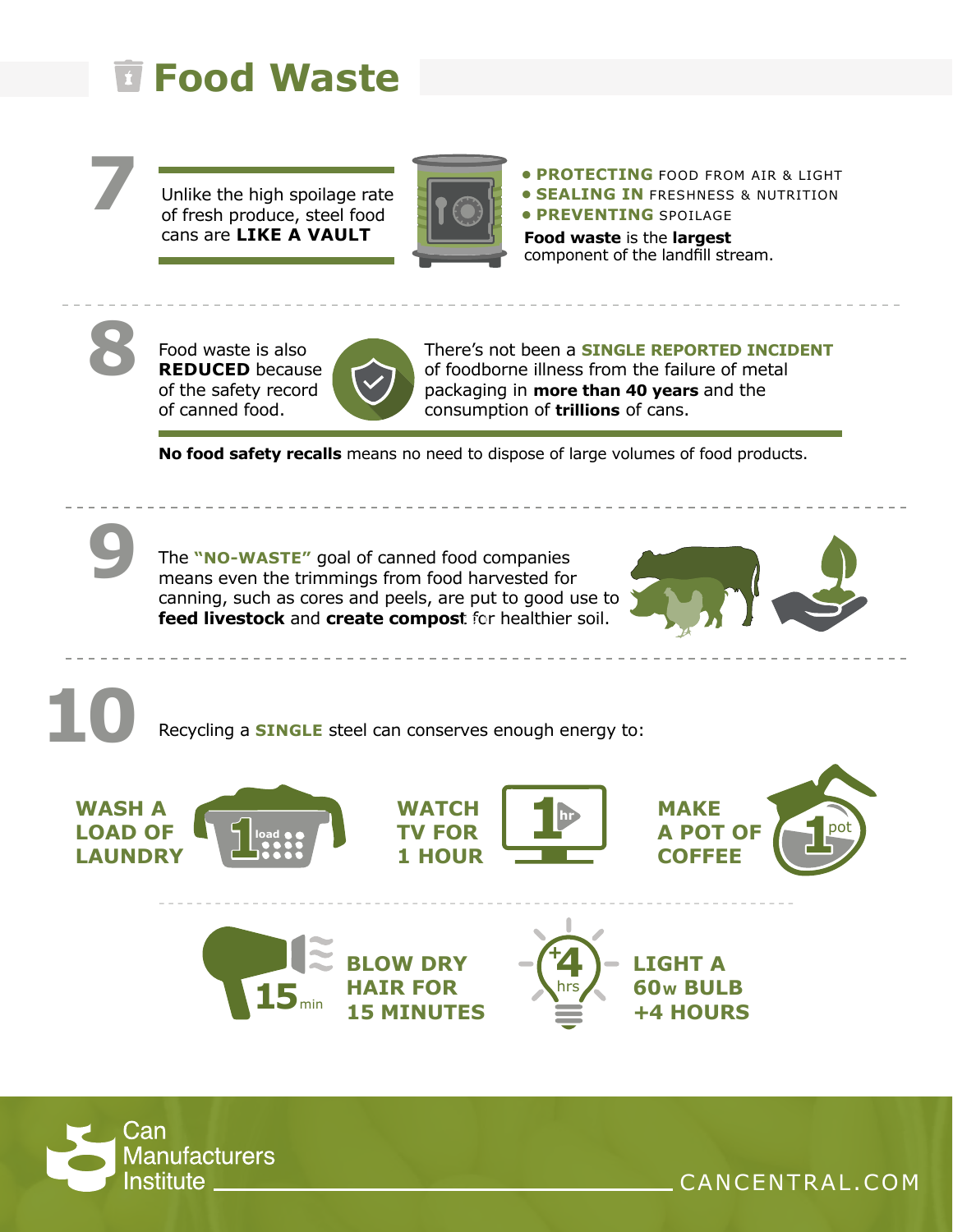# Food Waste

**7**

Unlike the high spoilage rate of fresh produce, steel food cans are **LIKE A VAULT**

- **PROTECTING** FOOD FROM AIR & LIGHT
- **SEALING IN** FRESHNESS & NUTRITION
- **PREVENTING** SPOILAGE

**Food waste** is the **largest** component of the landfill stream.

**8**

Food waste is also **REDUCED** because of the safety record of canned food.

There's not been a **SINGLE REPORTED INCIDENT** of foodborne illness from the failure of metal packaging in **more than 40 years** and the consumption of **trillions** of cans.

**No food safety recalls** means no need to dispose of large volumes of food products.

**9**

The **"NO-WASTE"** goal of canned food companies means even the trimmings from food harvested for canning, such as cores and peels, are put to good use to **feed livestock** and **create compost** for healthier soil.

**10**

Recycling a **SINGLE** steel can conserves enough energy to:

**WASH A LOAD OF LAUNDRY**

1 load

**WATCH TV FOR 1 HOUR**

1 hr

**MAKE A POT OF COFFEE**

1 pot

**BLOW DRY HAIR FOR 15 MINUTES**

15 min

**LIGHT A 60w BULB +4 HOURS**

+4 hrs

Can Manufacturers Institute

CANCENTRAL.COM